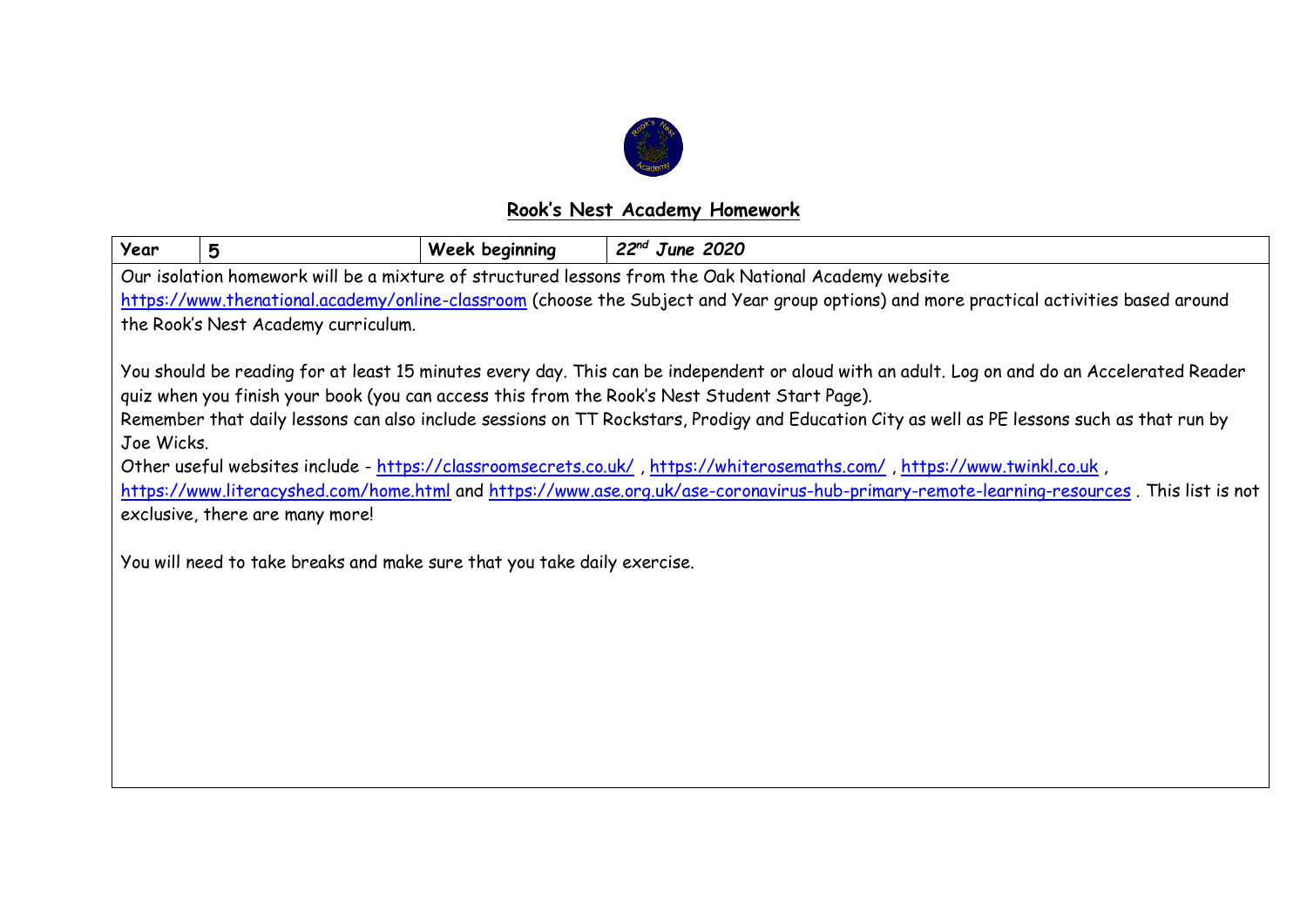## Rook's Nest Academy Homework

| Year | 5 | Week beginning | *22nd June 2020* |
|---|---|---|---|

Our isolation homework will be a mixture of structured lessons from the Oak National Academy website https://www.thenational.academy/online-classroom (choose the Subject and Year group options) and more practical activities based around the Rook's Nest Academy curriculum.

You should be reading for at least 15 minutes every day. This can be independent or aloud with an adult. Log on and do an Accelerated Reader quiz when you finish your book (you can access this from the Rook's Nest Student Start Page).

Remember that daily lessons can also include sessions on TT Rockstars, Prodigy and Education City as well as PE lessons such as that run by Joe Wicks.

Other useful websites include - https://classroomsecrets.co.uk/ , https://whiterosemaths.com/ , https://www.twinkl.co.uk , https://www.literacyshed.com/home.html and https://www.ase.org.uk/ase-coronavirus-hub-primary-remote-learning-resources . This list is not exclusive, there are many more!

You will need to take breaks and make sure that you take daily exercise.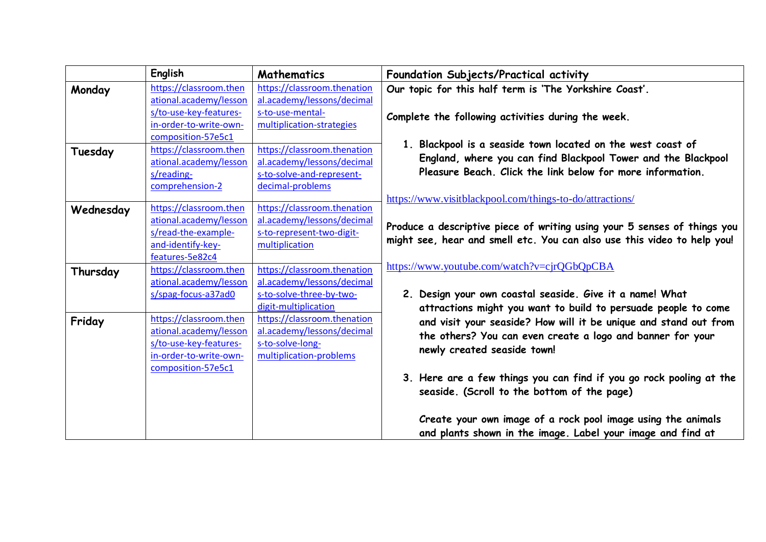| | English | Mathematics | Foundation Subjects/Practical activity |
|---|---|---|---|
| **Monday** | https://classroom.thenational.academy/lessons/to-use-key-features-in-order-to-write-own-composition-57e5c1 | https://classroom.thenational.academy/lessons/decimals-to-use-mental-multiplication-strategies | **Our topic for this half term is 'The Yorkshire Coast'.**<br><br>**Complete the following activities during the week.**<br><br>**1. Blackpool is a seaside town located on the west coast of England, where you can find Blackpool Tower and the Blackpool Pleasure Beach. Click the link below for more information.**<br><br>https://www.visitblackpool.com/things-to-do/attractions/<br><br>**Produce a descriptive piece of writing using your 5 senses of things you might see, hear and smell etc. You can also use this video to help you!**<br><br>https://www.youtube.com/watch?v=cjrQGbQpCBA<br><br>**2. Design your own coastal seaside. Give it a name! What attractions might you want to build to persuade people to come and visit your seaside? How will it be unique and stand out from the others? You can even create a logo and banner for your newly created seaside town!**<br><br>**3. Here are a few things you can find if you go rock pooling at the seaside. (Scroll to the bottom of the page)**<br><br>**Create your own image of a rock pool image using the animals and plants shown in the image. Label your image and find at** |
| **Tuesday** | https://classroom.thenational.academy/lessons/reading-comprehension-2 | https://classroom.thenational.academy/lessons/decimals-to-solve-and-represent-decimal-problems | |
| **Wednesday** | https://classroom.thenational.academy/lessons/read-the-example-and-identify-key-features-5e82c4 | https://classroom.thenational.academy/lessons/decimals-to-represent-two-digit-multiplication | |
| **Thursday** | https://classroom.thenational.academy/lessons/spag-focus-a37ad0 | https://classroom.thenational.academy/lessons/decimals-to-solve-three-by-two-digit-multiplication | |
| **Friday** | https://classroom.thenational.academy/lessons/to-use-key-features-in-order-to-write-own-composition-57e5c1 | https://classroom.thenational.academy/lessons/decimals-to-solve-long-multiplication-problems | |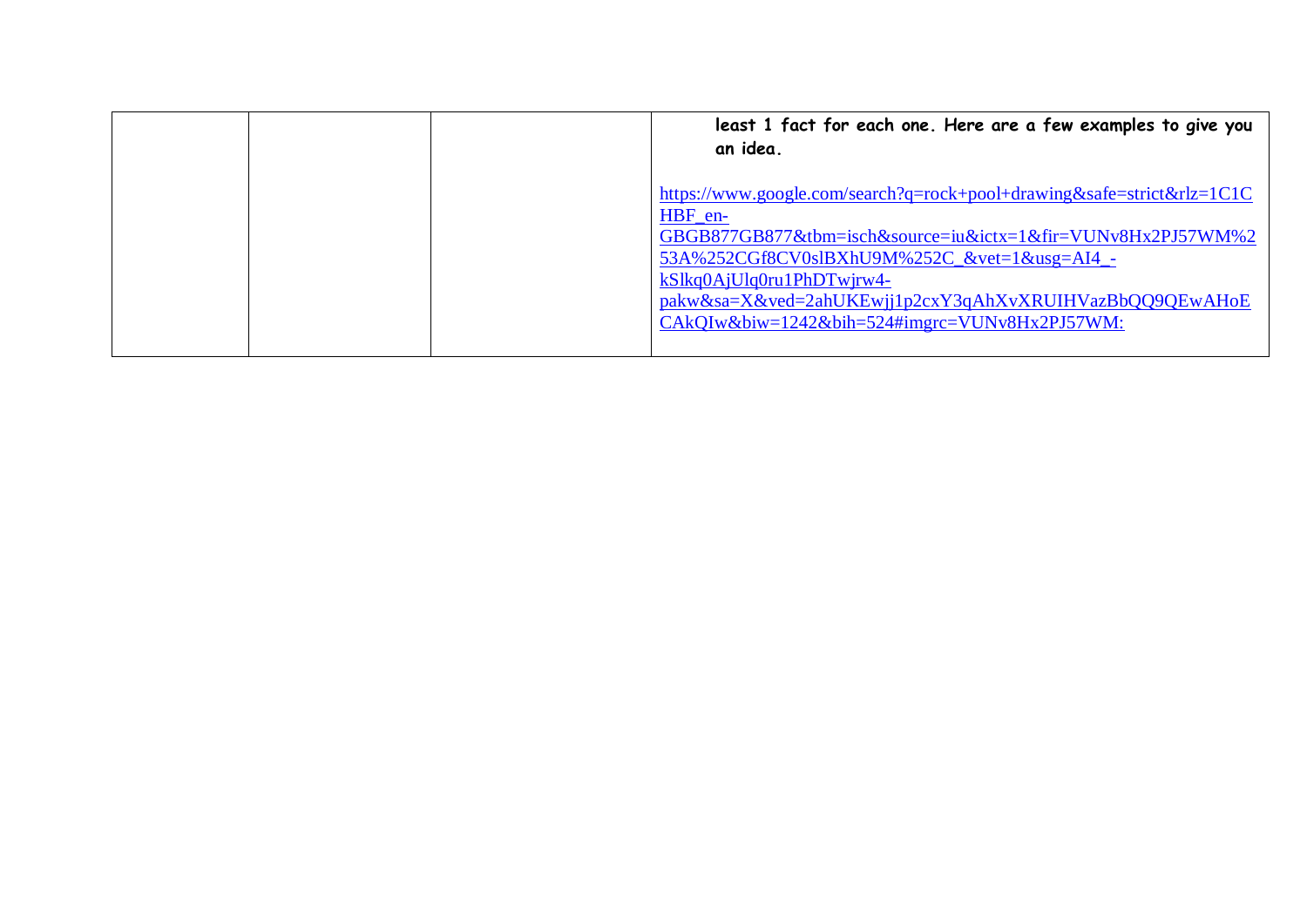|  |  |  | **least 1 fact for each one. Here are a few examples to give you an idea.**<br><br>https://www.google.com/search?q=rock+pool+drawing&safe=strict&rlz=1C1CHBF_en-GBGB877GB877&tbm=isch&source=iu&ictx=1&fir=VUNv8Hx2PJ57WM%253A%252CGf8CV0slBXhU9M%252C_&vet=1&usg=AI4_-kSlkq0AjUlq0ru1PhDTwjrw4-pakw&sa=X&ved=2ahUKEwjj1p2cxY3qAhXvXRUIHVazBbQQ9QEwAHoECAkQIw&biw=1242&bih=524#imgrc=VUNv8Hx2PJ57WM: |
| --- | --- | --- | --- |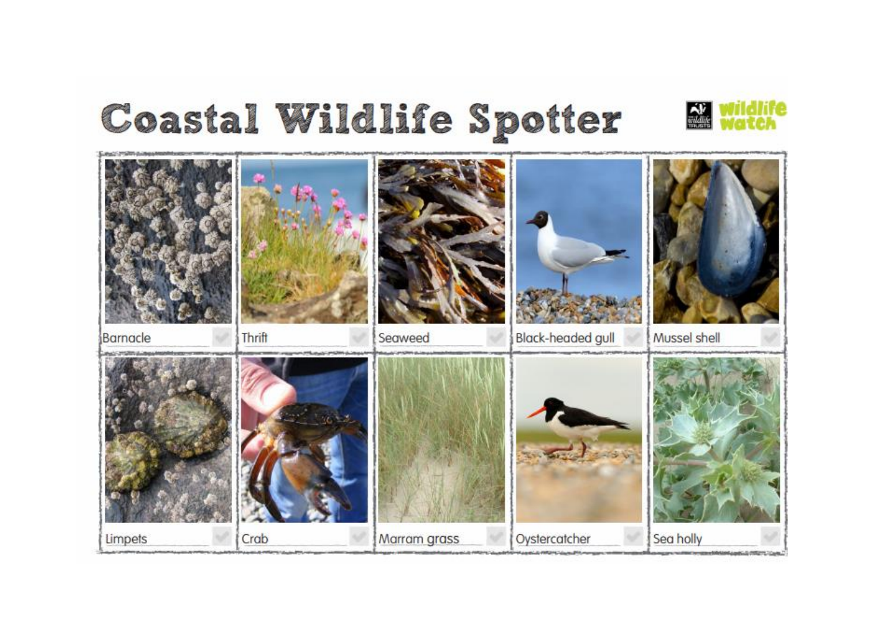# Coastal Wildlife Spotter

Wildlife Watch

| | | | | |
|---|---|---|---|---|
| Barnacle | Thrift | Seaweed | Black-headed gull | Mussel shell |
| Limpets | Crab | Marram grass | Oystercatcher | Sea holly |